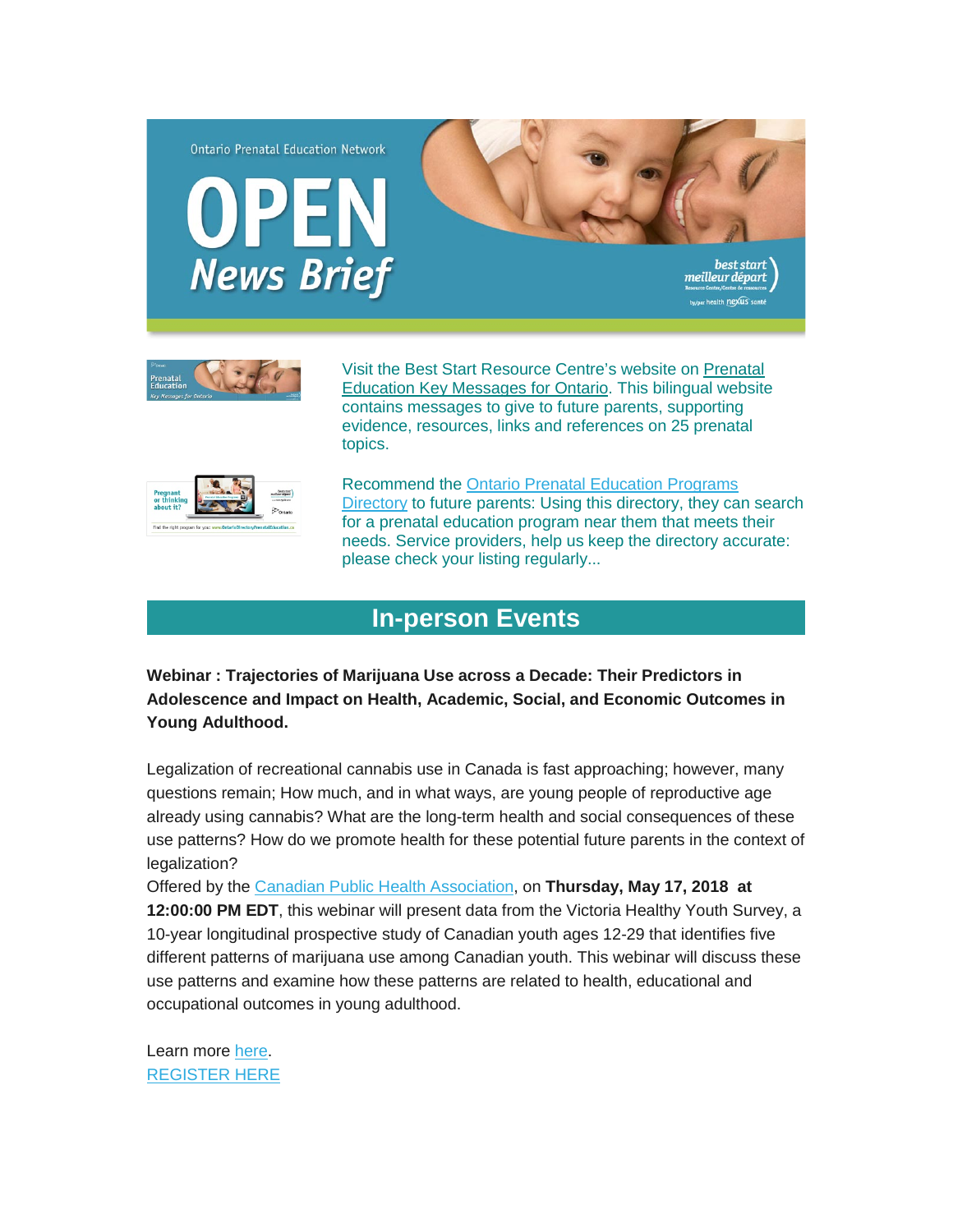Ontario Prenatal Education Network

# OPEN News Brief

Visit the Best Start Resource Centre's website on Prenatal Education Key Messages for Ontario. This bilingual website contains messages to give to future parents, supporting evidence, resources, links and references on 25 prenatal topics.

Recommend the Ontario Prenatal Education Programs Directory to future parents: Using this directory, they can search for a prenatal education program near them that meets their needs. Service providers, help us keep the directory accurate: please check your listing regularly...

## In-person Events

**Webinar : Trajectories of Marijuana Use across a Decade: Their Predictors in Adolescence and Impact on Health, Academic, Social, and Economic Outcomes in Young Adulthood.**

Legalization of recreational cannabis use in Canada is fast approaching; however, many questions remain; How much, and in what ways, are young people of reproductive age already using cannabis? What are the long-term health and social consequences of these use patterns? How do we promote health for these potential future parents in the context of legalization?

Offered by the Canadian Public Health Association, on **Thursday, May 17, 2018 at 12:00:00 PM EDT**, this webinar will present data from the Victoria Healthy Youth Survey, a 10-year longitudinal prospective study of Canadian youth ages 12-29 that identifies five different patterns of marijuana use among Canadian youth. This webinar will discuss these use patterns and examine how these patterns are related to health, educational and occupational outcomes in young adulthood.

Learn more here.

REGISTER HERE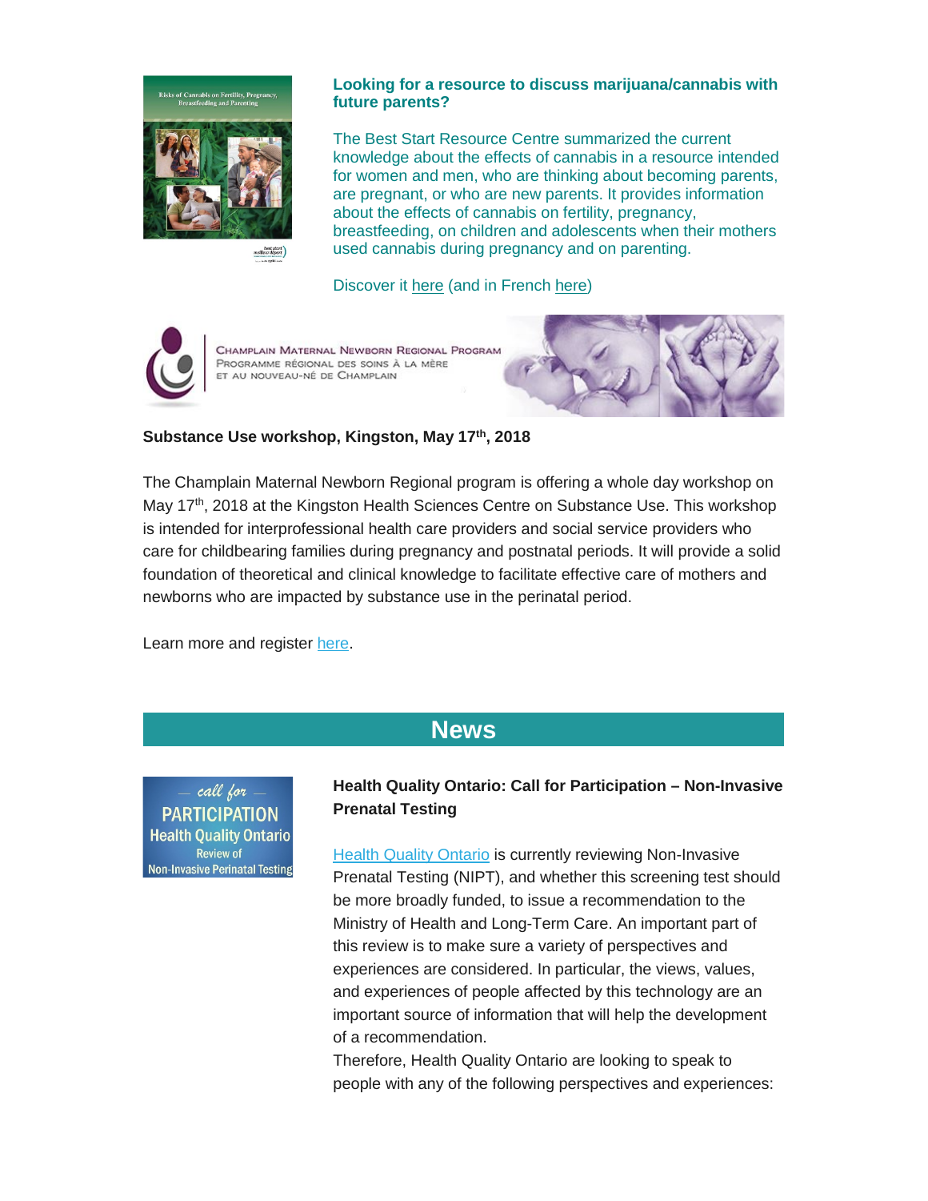**Looking for a resource to discuss marijuana/cannabis with future parents?**

The Best Start Resource Centre summarized the current knowledge about the effects of cannabis in a resource intended for women and men, who are thinking about becoming parents, are pregnant, or who are new parents. It provides information about the effects of cannabis on fertility, pregnancy, breastfeeding, on children and adolescents when their mothers used cannabis during pregnancy and on parenting.

Discover it here (and in French here)

**Substance Use workshop, Kingston, May 17th, 2018**

The Champlain Maternal Newborn Regional program is offering a whole day workshop on May 17th, 2018 at the Kingston Health Sciences Centre on Substance Use. This workshop is intended for interprofessional health care providers and social service providers who care for childbearing families during pregnancy and postnatal periods. It will provide a solid foundation of theoretical and clinical knowledge to facilitate effective care of mothers and newborns who are impacted by substance use in the perinatal period.

Learn more and register here.

## News

**Health Quality Ontario: Call for Participation – Non-Invasive Prenatal Testing**

Health Quality Ontario is currently reviewing Non-Invasive Prenatal Testing (NIPT), and whether this screening test should be more broadly funded, to issue a recommendation to the Ministry of Health and Long-Term Care. An important part of this review is to make sure a variety of perspectives and experiences are considered. In particular, the views, values, and experiences of people affected by this technology are an important source of information that will help the development of a recommendation.

Therefore, Health Quality Ontario are looking to speak to people with any of the following perspectives and experiences: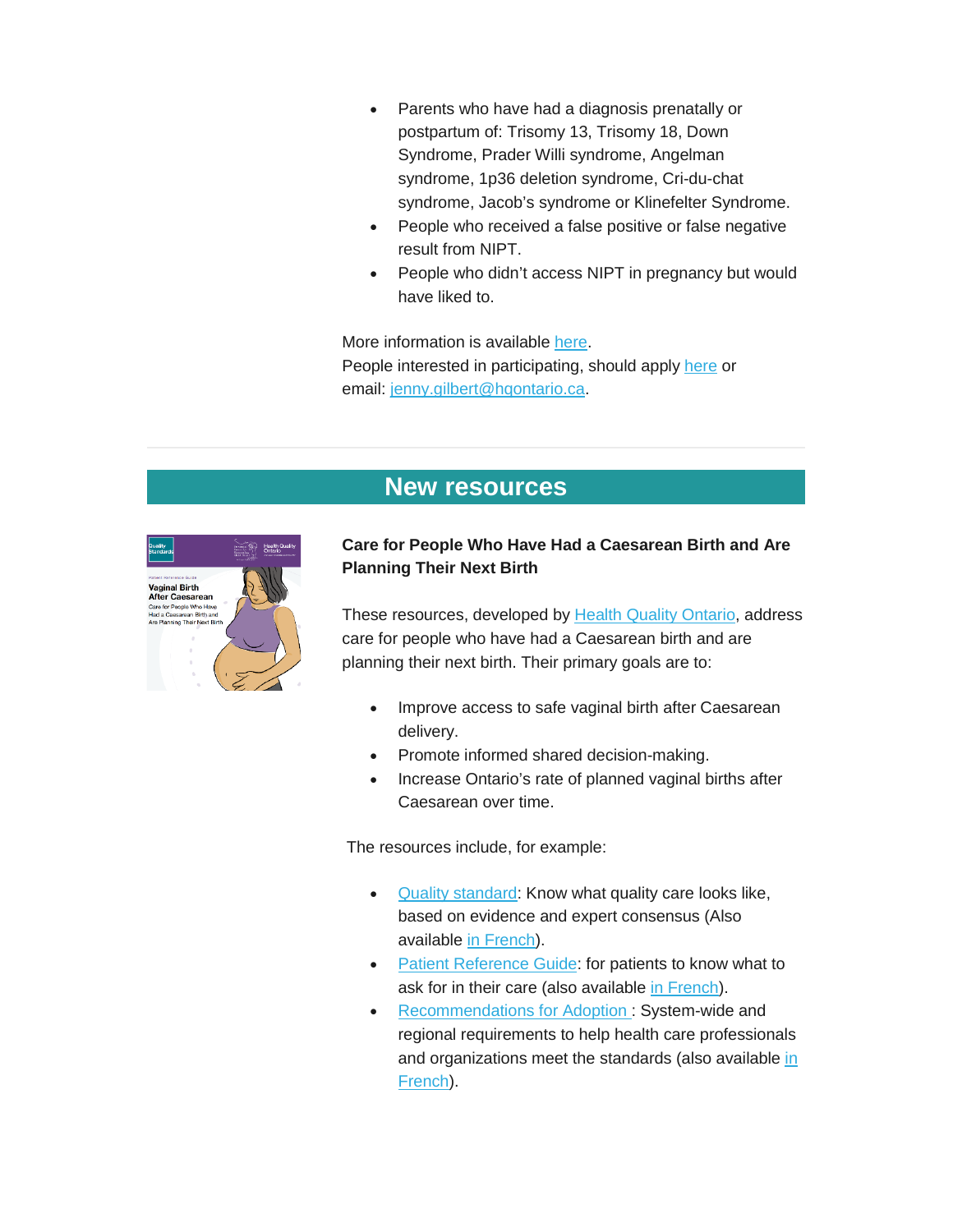- Parents who have had a diagnosis prenatally or postpartum of: Trisomy 13, Trisomy 18, Down Syndrome, Prader Willi syndrome, Angelman syndrome, 1p36 deletion syndrome, Cri-du-chat syndrome, Jacob's syndrome or Klinefelter Syndrome.
- People who received a false positive or false negative result from NIPT.
- People who didn't access NIPT in pregnancy but would have liked to.

More information is available here.
People interested in participating, should apply here or email: jenny.gilbert@hqontario.ca.

## New resources

**Care for People Who Have Had a Caesarean Birth and Are Planning Their Next Birth**

These resources, developed by Health Quality Ontario, address care for people who have had a Caesarean birth and are planning their next birth. Their primary goals are to:

- Improve access to safe vaginal birth after Caesarean delivery.
- Promote informed shared decision-making.
- Increase Ontario's rate of planned vaginal births after Caesarean over time.

The resources include, for example:

- Quality standard: Know what quality care looks like, based on evidence and expert consensus (Also available in French).
- Patient Reference Guide: for patients to know what to ask for in their care (also available in French).
- Recommendations for Adoption : System-wide and regional requirements to help health care professionals and organizations meet the standards (also available in French).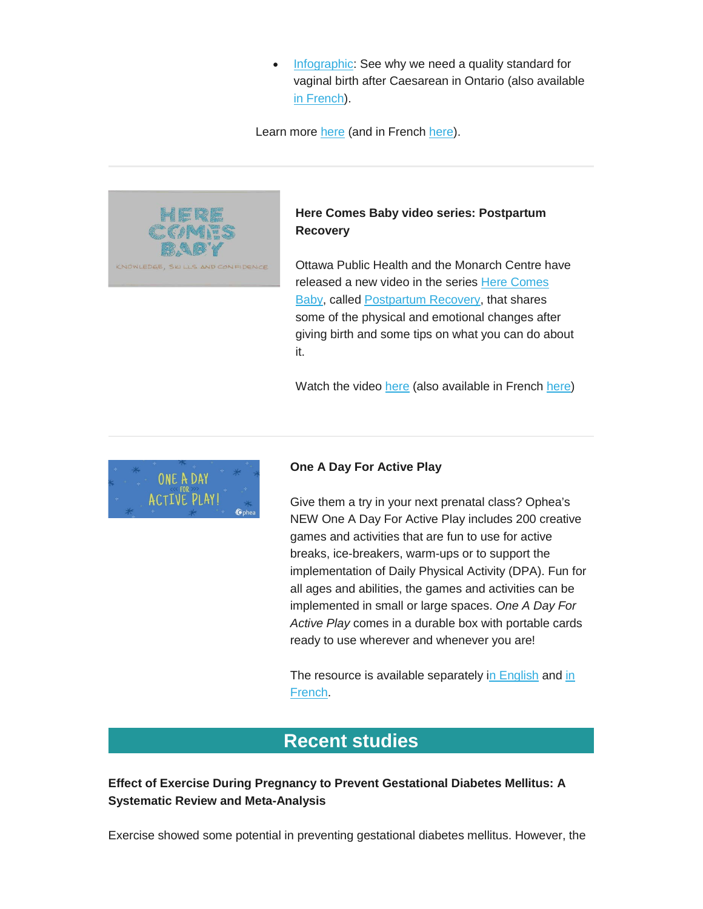- Infographic: See why we need a quality standard for vaginal birth after Caesarean in Ontario (also available in French).

Learn more here (and in French here).

---

**Here Comes Baby video series: Postpartum Recovery**

Ottawa Public Health and the Monarch Centre have released a new video in the series Here Comes Baby, called Postpartum Recovery, that shares some of the physical and emotional changes after giving birth and some tips on what you can do about it.

Watch the video here (also available in French here)

---

**One A Day For Active Play**

Give them a try in your next prenatal class? Ophea's NEW One A Day For Active Play includes 200 creative games and activities that are fun to use for active breaks, ice-breakers, warm-ups or to support the implementation of Daily Physical Activity (DPA). Fun for all ages and abilities, the games and activities can be implemented in small or large spaces. *One A Day For Active Play* comes in a durable box with portable cards ready to use wherever and whenever you are!

The resource is available separately in English and in French.

## Recent studies

**Effect of Exercise During Pregnancy to Prevent Gestational Diabetes Mellitus: A Systematic Review and Meta-Analysis**

Exercise showed some potential in preventing gestational diabetes mellitus. However, the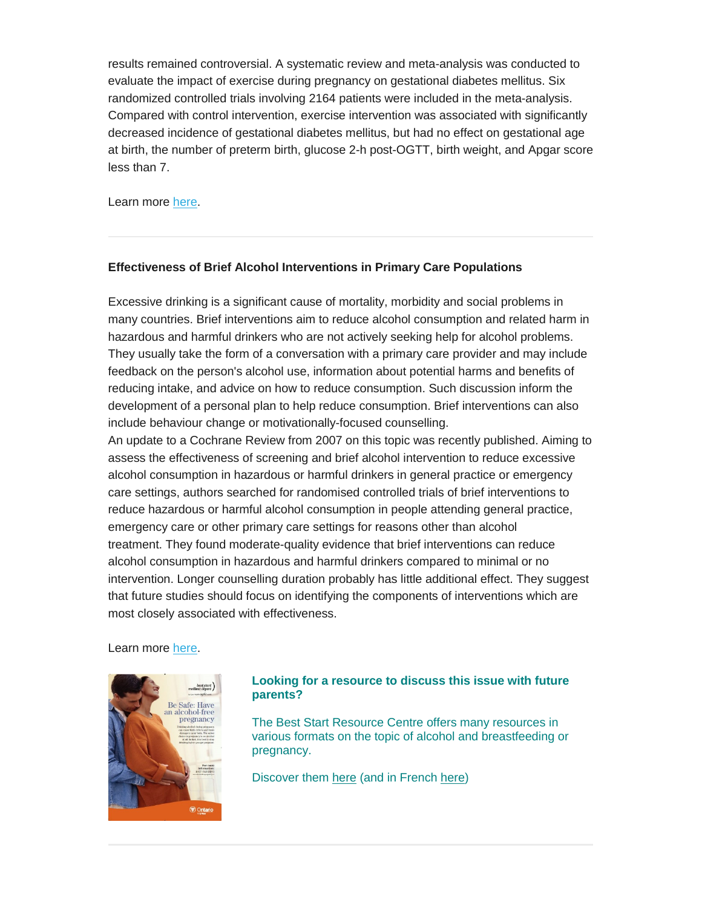results remained controversial. A systematic review and meta-analysis was conducted to evaluate the impact of exercise during pregnancy on gestational diabetes mellitus. Six randomized controlled trials involving 2164 patients were included in the meta-analysis. Compared with control intervention, exercise intervention was associated with significantly decreased incidence of gestational diabetes mellitus, but had no effect on gestational age at birth, the number of preterm birth, glucose 2-h post-OGTT, birth weight, and Apgar score less than 7.

Learn more here.

---

**Effectiveness of Brief Alcohol Interventions in Primary Care Populations**

Excessive drinking is a significant cause of mortality, morbidity and social problems in many countries. Brief interventions aim to reduce alcohol consumption and related harm in hazardous and harmful drinkers who are not actively seeking help for alcohol problems. They usually take the form of a conversation with a primary care provider and may include feedback on the person's alcohol use, information about potential harms and benefits of reducing intake, and advice on how to reduce consumption. Such discussion inform the development of a personal plan to help reduce consumption. Brief interventions can also include behaviour change or motivationally-focused counselling.
An update to a Cochrane Review from 2007 on this topic was recently published. Aiming to assess the effectiveness of screening and brief alcohol intervention to reduce excessive alcohol consumption in hazardous or harmful drinkers in general practice or emergency care settings, authors searched for randomised controlled trials of brief interventions to reduce hazardous or harmful alcohol consumption in people attending general practice, emergency care or other primary care settings for reasons other than alcohol treatment. They found moderate-quality evidence that brief interventions can reduce alcohol consumption in hazardous and harmful drinkers compared to minimal or no intervention. Longer counselling duration probably has little additional effect. They suggest that future studies should focus on identifying the components of interventions which are most closely associated with effectiveness.

Learn more here.

**Looking for a resource to discuss this issue with future parents?**

The Best Start Resource Centre offers many resources in various formats on the topic of alcohol and breastfeeding or pregnancy.

Discover them here (and in French here)

---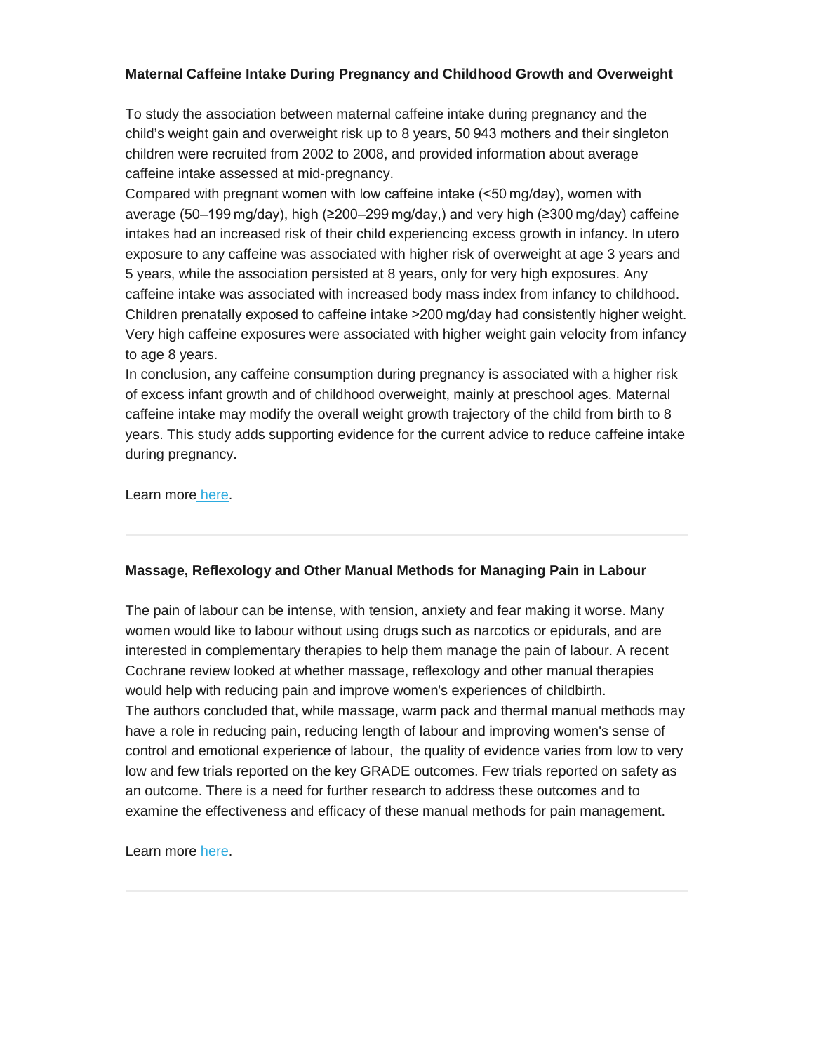**Maternal Caffeine Intake During Pregnancy and Childhood Growth and Overweight**

To study the association between maternal caffeine intake during pregnancy and the child's weight gain and overweight risk up to 8 years, 50 943 mothers and their singleton children were recruited from 2002 to 2008, and provided information about average caffeine intake assessed at mid-pregnancy.

Compared with pregnant women with low caffeine intake (<50 mg/day), women with average (50–199 mg/day), high (≥200–299 mg/day,) and very high (≥300 mg/day) caffeine intakes had an increased risk of their child experiencing excess growth in infancy. In utero exposure to any caffeine was associated with higher risk of overweight at age 3 years and 5 years, while the association persisted at 8 years, only for very high exposures. Any caffeine intake was associated with increased body mass index from infancy to childhood. Children prenatally exposed to caffeine intake >200 mg/day had consistently higher weight. Very high caffeine exposures were associated with higher weight gain velocity from infancy to age 8 years.

In conclusion, any caffeine consumption during pregnancy is associated with a higher risk of excess infant growth and of childhood overweight, mainly at preschool ages. Maternal caffeine intake may modify the overall weight growth trajectory of the child from birth to 8 years. This study adds supporting evidence for the current advice to reduce caffeine intake during pregnancy.

Learn more here.

---

**Massage, Reflexology and Other Manual Methods for Managing Pain in Labour**

The pain of labour can be intense, with tension, anxiety and fear making it worse. Many women would like to labour without using drugs such as narcotics or epidurals, and are interested in complementary therapies to help them manage the pain of labour. A recent Cochrane review looked at whether massage, reflexology and other manual therapies would help with reducing pain and improve women's experiences of childbirth.

The authors concluded that, while massage, warm pack and thermal manual methods may have a role in reducing pain, reducing length of labour and improving women's sense of control and emotional experience of labour, the quality of evidence varies from low to very low and few trials reported on the key GRADE outcomes. Few trials reported on safety as an outcome. There is a need for further research to address these outcomes and to examine the effectiveness and efficacy of these manual methods for pain management.

Learn more here.

---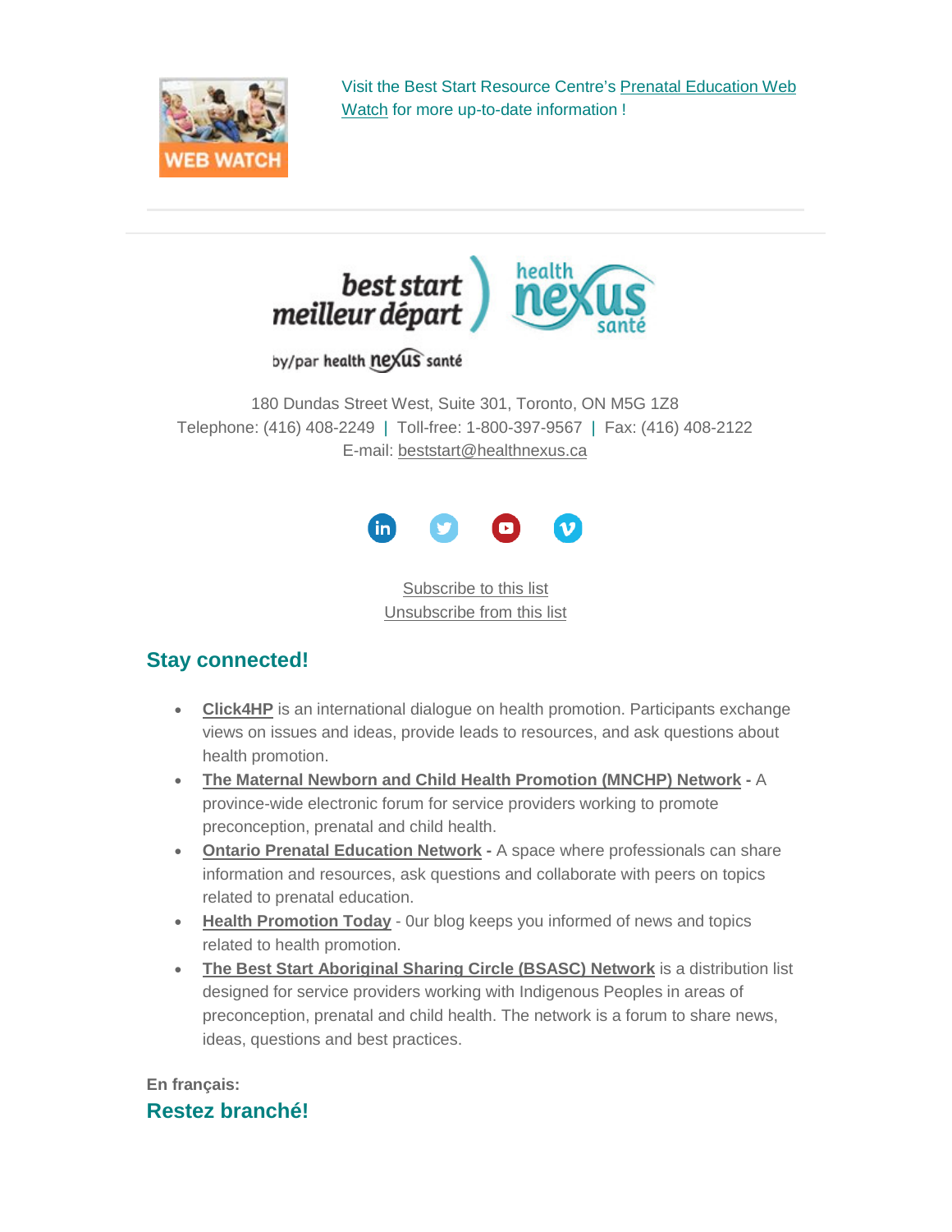Visit the Best Start Resource Centre's Prenatal Education Web Watch for more up-to-date information !

180 Dundas Street West, Suite 301, Toronto, ON M5G 1Z8
Telephone: (416) 408-2249 | Toll-free: 1-800-397-9567 | Fax: (416) 408-2122
E-mail: beststart@healthnexus.ca

Subscribe to this list
Unsubscribe from this list

## Stay connected!

- **Click4HP** is an international dialogue on health promotion. Participants exchange views on issues and ideas, provide leads to resources, and ask questions about health promotion.
- **The Maternal Newborn and Child Health Promotion (MNCHP) Network -** A province-wide electronic forum for service providers working to promote preconception, prenatal and child health.
- **Ontario Prenatal Education Network -** A space where professionals can share information and resources, ask questions and collaborate with peers on topics related to prenatal education.
- **Health Promotion Today** - 0ur blog keeps you informed of news and topics related to health promotion.
- **The Best Start Aboriginal Sharing Circle (BSASC) Network** is a distribution list designed for service providers working with Indigenous Peoples in areas of preconception, prenatal and child health. The network is a forum to share news, ideas, questions and best practices.

**En français:**

## Restez branché!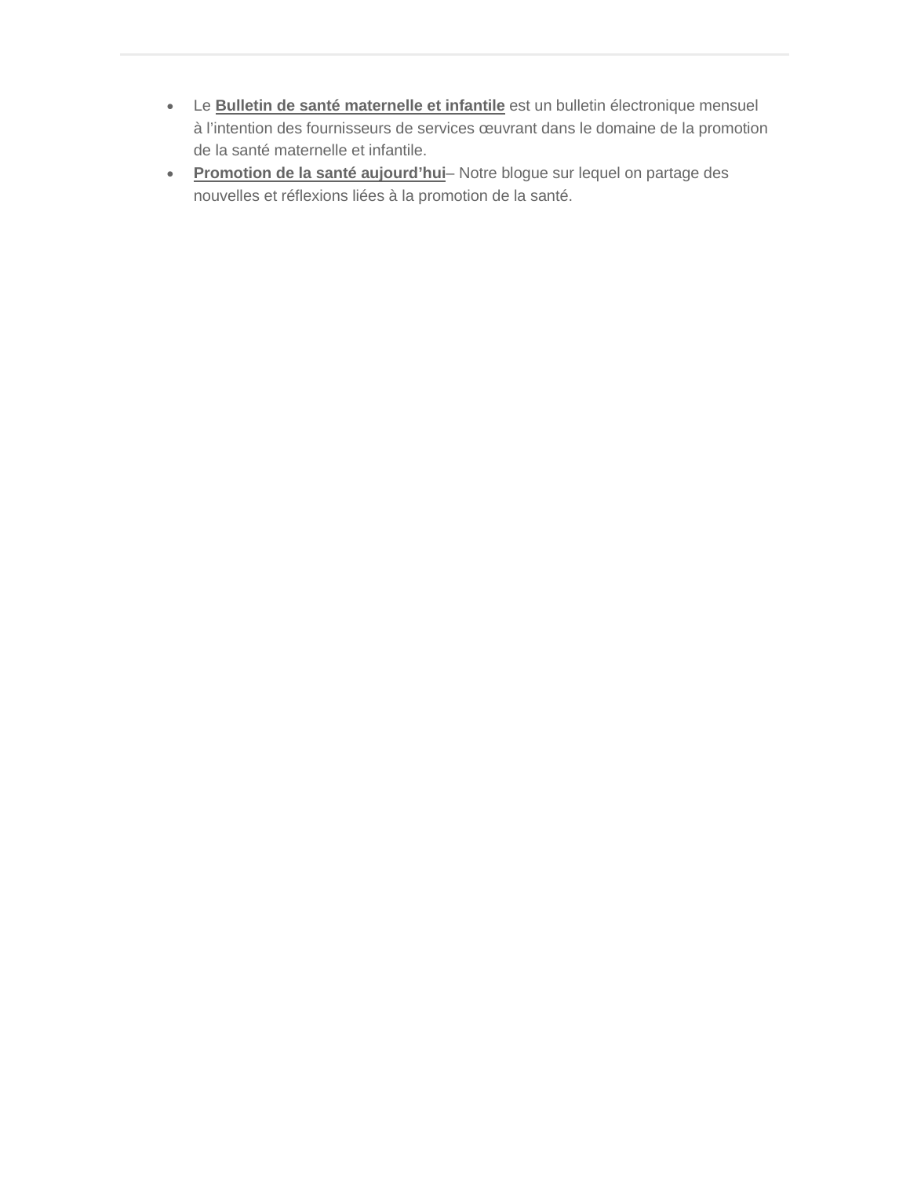- Le **Bulletin de santé maternelle et infantile** est un bulletin électronique mensuel à l'intention des fournisseurs de services œuvrant dans le domaine de la promotion de la santé maternelle et infantile.
- **Promotion de la santé aujourd'hui**– Notre blogue sur lequel on partage des nouvelles et réflexions liées à la promotion de la santé.